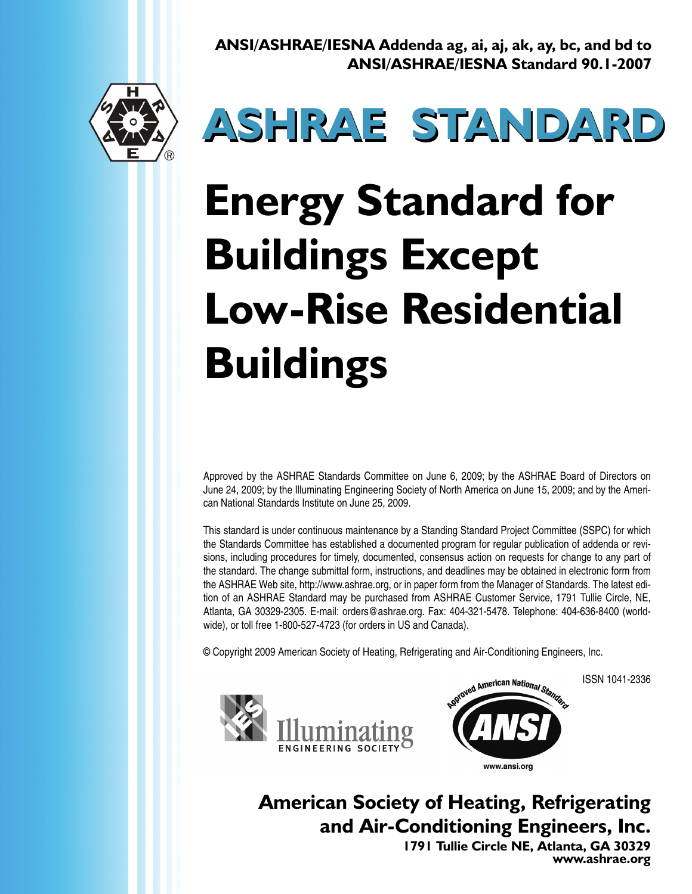**ANSI/ASHRAE/IESNA Addenda ag, ai, aj, ak, ay, bc, and bd to ANSI/ASHRAE/IESNA Standard 90.1-2007**

# ASHRAE STANDARD

# Energy Standard for Buildings Except Low-Rise Residential Buildings

Approved by the ASHRAE Standards Committee on June 6, 2009; by the ASHRAE Board of Directors on June 24, 2009; by the Illuminating Engineering Society of North America on June 15, 2009; and by the American National Standards Institute on June 25, 2009.

This standard is under continuous maintenance by a Standing Standard Project Committee (SSPC) for which the Standards Committee has established a documented program for regular publication of addenda or revisions, including procedures for timely, documented, consensus action on requests for change to any part of the standard. The change submittal form, instructions, and deadlines may be obtained in electronic form from the ASHRAE Web site, http://www.ashrae.org, or in paper form from the Manager of Standards. The latest edition of an ASHRAE Standard may be purchased from ASHRAE Customer Service, 1791 Tullie Circle, NE, Atlanta, GA 30329-2305. E-mail: orders@ashrae.org. Fax: 404-321-5478. Telephone: 404-636-8400 (worldwide), or toll free 1-800-527-4723 (for orders in US and Canada).

© Copyright 2009 American Society of Heating, Refrigerating and Air-Conditioning Engineers, Inc.

ISSN 1041-2336

Illuminating Engineering Society

Approved American National Standard — ANSI — www.ansi.org

**American Society of Heating, Refrigerating and Air-Conditioning Engineers, Inc.**
**1791 Tullie Circle NE, Atlanta, GA 30329**
**www.ashrae.org**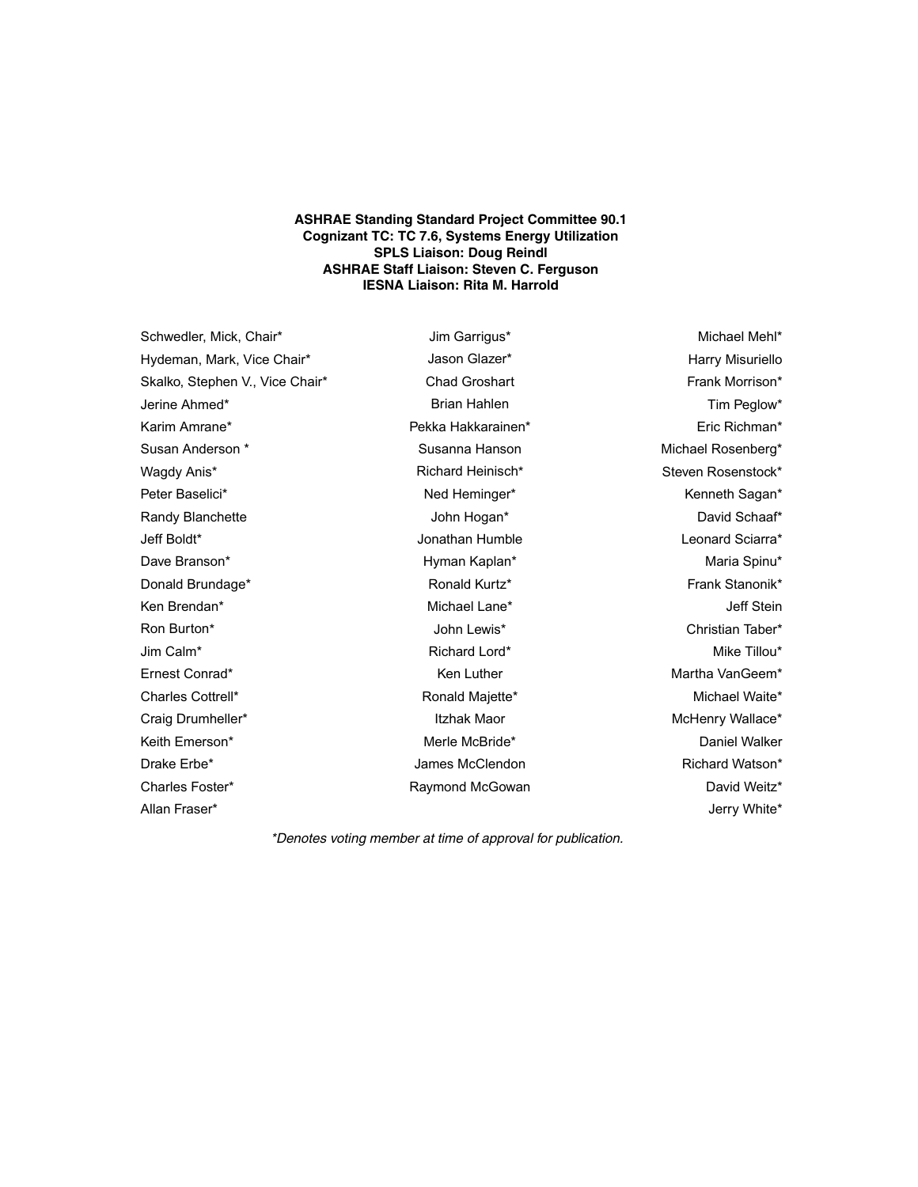**ASHRAE Standing Standard Project Committee 90.1**
**Cognizant TC: TC 7.6, Systems Energy Utilization**
**SPLS Liaison: Doug Reindl**
**ASHRAE Staff Liaison: Steven C. Ferguson**
**IESNA Liaison: Rita M. Harrold**

Schwedler, Mick, Chair*
Hydeman, Mark, Vice Chair*
Skalko, Stephen V., Vice Chair*
Jerine Ahmed*
Karim Amrane*
Susan Anderson *
Wagdy Anis*
Peter Baselici*
Randy Blanchette
Jeff Boldt*
Dave Branson*
Donald Brundage*
Ken Brendan*
Ron Burton*
Jim Calm*
Ernest Conrad*
Charles Cottrell*
Craig Drumheller*
Keith Emerson*
Drake Erbe*
Charles Foster*
Allan Fraser*

Jim Garrigus*
Jason Glazer*
Chad Groshart
Brian Hahlen
Pekka Hakkarainen*
Susanna Hanson
Richard Heinisch*
Ned Heminger*
John Hogan*
Jonathan Humble
Hyman Kaplan*
Ronald Kurtz*
Michael Lane*
John Lewis*
Richard Lord*
Ken Luther
Ronald Majette*
Itzhak Maor
Merle McBride*
James McClendon
Raymond McGowan

Michael Mehl*
Harry Misuriello
Frank Morrison*
Tim Peglow*
Eric Richman*
Michael Rosenberg*
Steven Rosenstock*
Kenneth Sagan*
David Schaaf*
Leonard Sciarra*
Maria Spinu*
Frank Stanonik*
Jeff Stein
Christian Taber*
Mike Tillou*
Martha VanGeem*
Michael Waite*
McHenry Wallace*
Daniel Walker
Richard Watson*
David Weitz*
Jerry White*

*\*Denotes voting member at time of approval for publication.*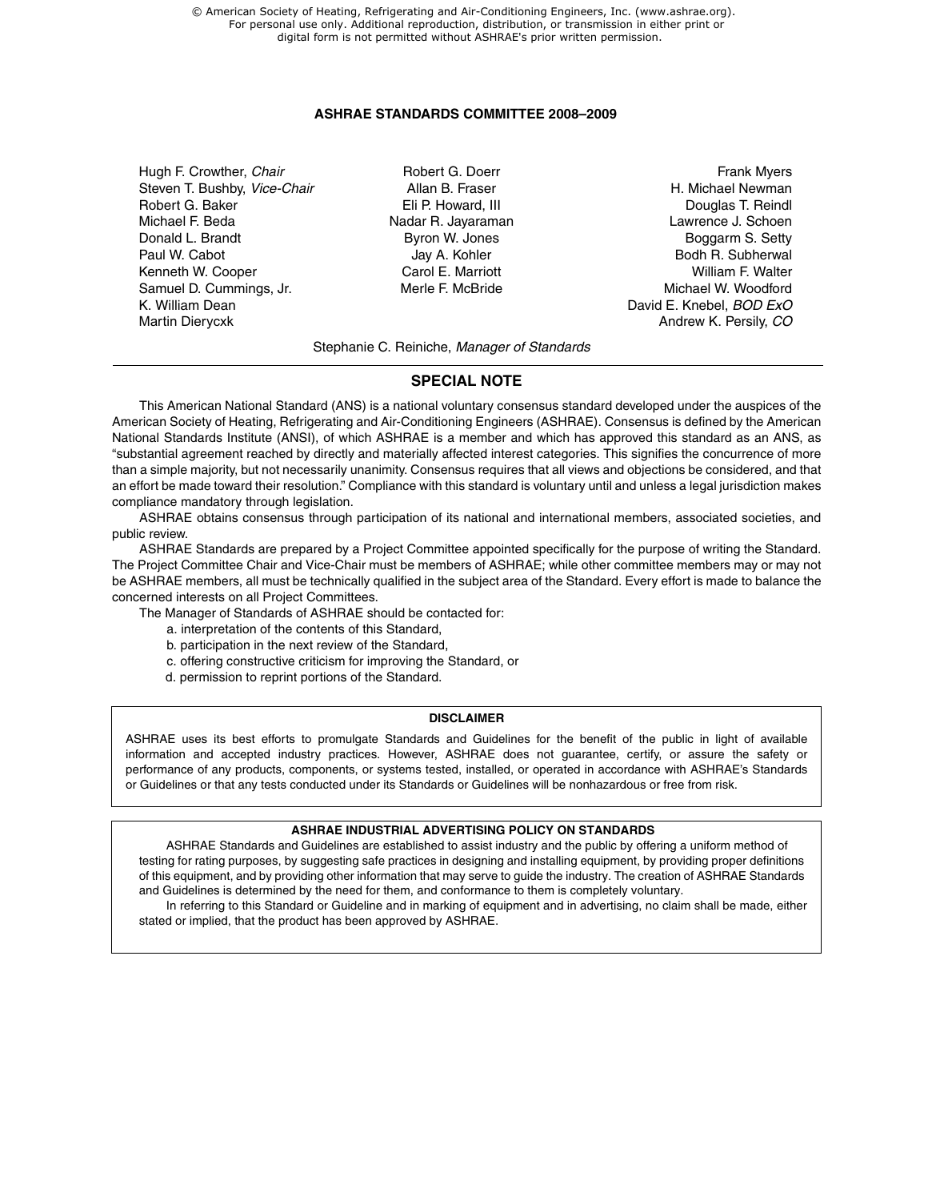© American Society of Heating, Refrigerating and Air-Conditioning Engineers, Inc. (www.ashrae.org). For personal use only. Additional reproduction, distribution, or transmission in either print or digital form is not permitted without ASHRAE's prior written permission.

## ASHRAE STANDARDS COMMITTEE 2008–2009

Hugh F. Crowther, *Chair*
Steven T. Bushby, *Vice-Chair*
Robert G. Baker
Michael F. Beda
Donald L. Brandt
Paul W. Cabot
Kenneth W. Cooper
Samuel D. Cummings, Jr.
K. William Dean
Martin Dierycxk
Robert G. Doerr
Allan B. Fraser
Eli P. Howard, III
Nadar R. Jayaraman
Byron W. Jones
Jay A. Kohler
Carol E. Marriott
Merle F. McBride
Frank Myers
H. Michael Newman
Douglas T. Reindl
Lawrence J. Schoen
Boggarm S. Setty
Bodh R. Subherwal
William F. Walter
Michael W. Woodford
David E. Knebel, *BOD ExO*
Andrew K. Persily, *CO*

Stephanie C. Reiniche, *Manager of Standards*

## SPECIAL NOTE

This American National Standard (ANS) is a national voluntary consensus standard developed under the auspices of the American Society of Heating, Refrigerating and Air-Conditioning Engineers (ASHRAE). Consensus is defined by the American National Standards Institute (ANSI), of which ASHRAE is a member and which has approved this standard as an ANS, as "substantial agreement reached by directly and materially affected interest categories. This signifies the concurrence of more than a simple majority, but not necessarily unanimity. Consensus requires that all views and objections be considered, and that an effort be made toward their resolution." Compliance with this standard is voluntary until and unless a legal jurisdiction makes compliance mandatory through legislation.

ASHRAE obtains consensus through participation of its national and international members, associated societies, and public review.

ASHRAE Standards are prepared by a Project Committee appointed specifically for the purpose of writing the Standard. The Project Committee Chair and Vice-Chair must be members of ASHRAE; while other committee members may or may not be ASHRAE members, all must be technically qualified in the subject area of the Standard. Every effort is made to balance the concerned interests on all Project Committees.

The Manager of Standards of ASHRAE should be contacted for:

a. interpretation of the contents of this Standard,
b. participation in the next review of the Standard,
c. offering constructive criticism for improving the Standard, or
d. permission to reprint portions of the Standard.

### DISCLAIMER

ASHRAE uses its best efforts to promulgate Standards and Guidelines for the benefit of the public in light of available information and accepted industry practices. However, ASHRAE does not guarantee, certify, or assure the safety or performance of any products, components, or systems tested, installed, or operated in accordance with ASHRAE's Standards or Guidelines or that any tests conducted under its Standards or Guidelines will be nonhazardous or free from risk.

### ASHRAE INDUSTRIAL ADVERTISING POLICY ON STANDARDS

ASHRAE Standards and Guidelines are established to assist industry and the public by offering a uniform method of testing for rating purposes, by suggesting safe practices in designing and installing equipment, by providing proper definitions of this equipment, and by providing other information that may serve to guide the industry. The creation of ASHRAE Standards and Guidelines is determined by the need for them, and conformance to them is completely voluntary.

In referring to this Standard or Guideline and in marking of equipment and in advertising, no claim shall be made, either stated or implied, that the product has been approved by ASHRAE.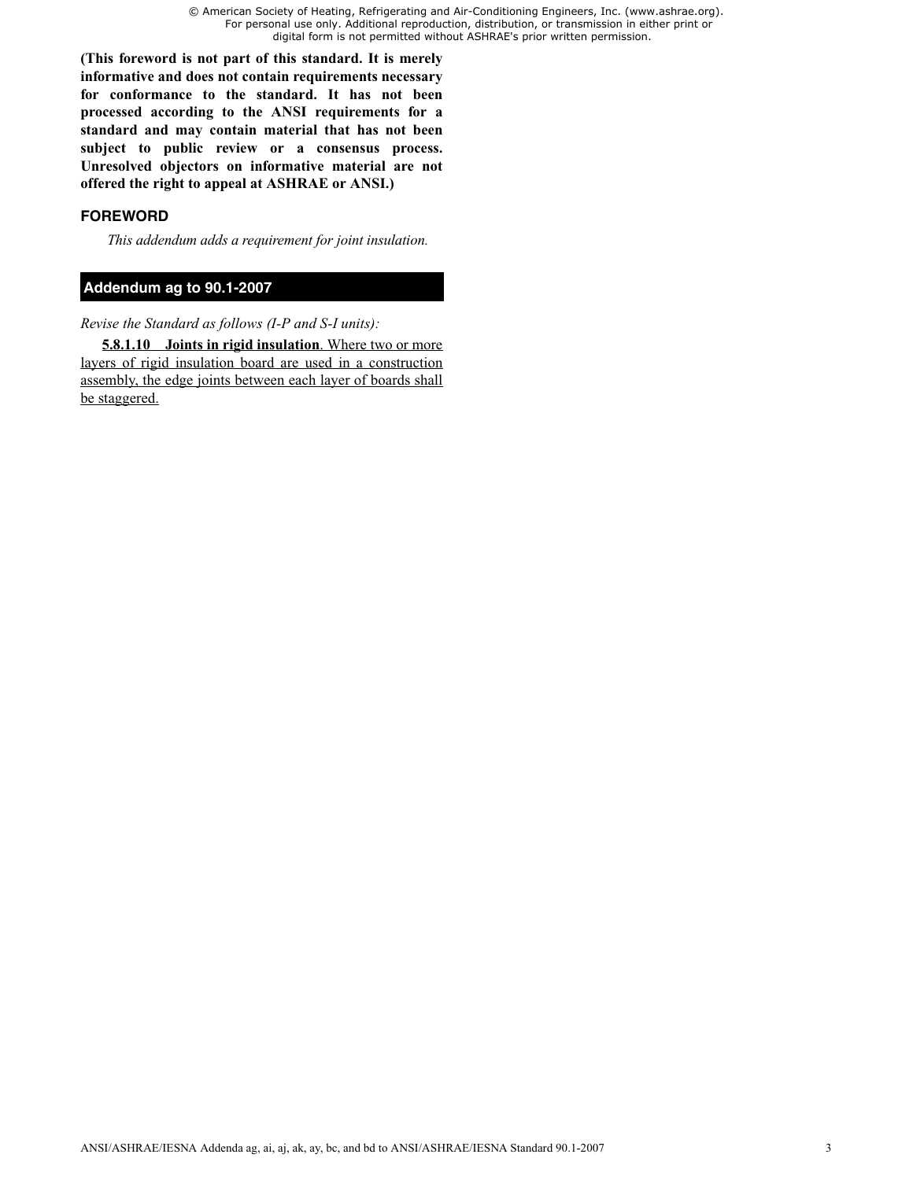**(This foreword is not part of this standard. It is merely informative and does not contain requirements necessary for conformance to the standard. It has not been processed according to the ANSI requirements for a standard and may contain material that has not been subject to public review or a consensus process. Unresolved objectors on informative material are not offered the right to appeal at ASHRAE or ANSI.)**

## FOREWORD

*This addendum adds a requirement for joint insulation.*

## Addendum ag to 90.1-2007

*Revise the Standard as follows (I-P and S-I units):*

<u>**5.8.1.10 Joints in rigid insulation**. Where two or more layers of rigid insulation board are used in a construction assembly, the edge joints between each layer of boards shall be staggered.</u>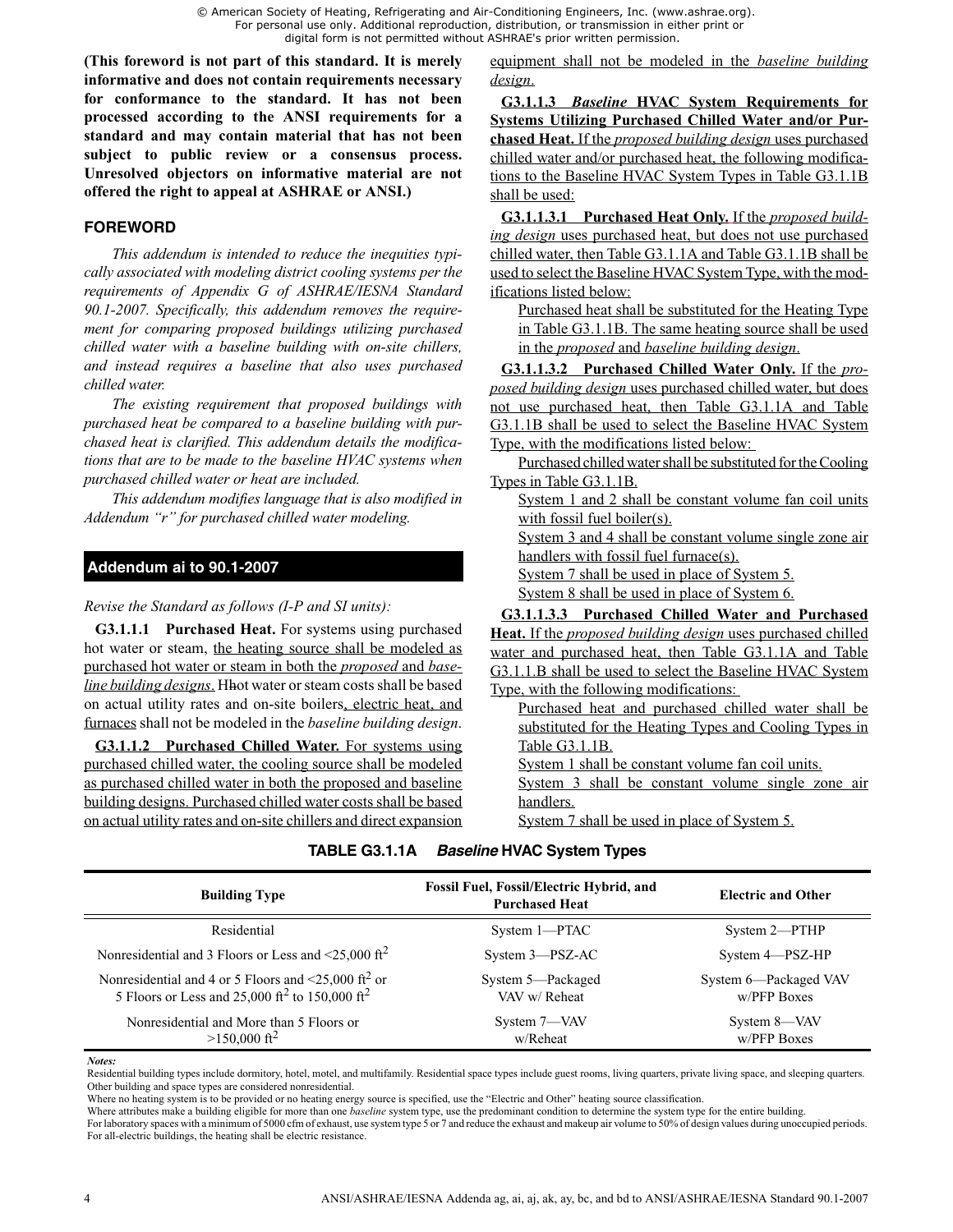**(This foreword is not part of this standard. It is merely informative and does not contain requirements necessary for conformance to the standard. It has not been processed according to the ANSI requirements for a standard and may contain material that has not been subject to public review or a consensus process. Unresolved objectors on informative material are not offered the right to appeal at ASHRAE or ANSI.)**

## FOREWORD

*This addendum is intended to reduce the inequities typically associated with modeling district cooling systems per the requirements of Appendix G of ASHRAE/IESNA Standard 90.1-2007. Specifically, this addendum removes the requirement for comparing proposed buildings utilizing purchased chilled water with a baseline building with on-site chillers, and instead requires a baseline that also uses purchased chilled water.*

*The existing requirement that proposed buildings with purchased heat be compared to a baseline building with purchased heat is clarified. This addendum details the modifications that are to be made to the baseline HVAC systems when purchased chilled water or heat are included.*

*This addendum modifies language that is also modified in Addendum "r" for purchased chilled water modeling.*

## Addendum ai to 90.1-2007

*Revise the Standard as follows (I-P and SI units):*

**G3.1.1.1 Purchased Heat.** For systems using purchased hot water or steam, the heating source shall be modeled as purchased hot water or steam in both the *proposed* and *baseline building designs*. Hhot water or steam costs shall be based on actual utility rates and on-site boilers, electric heat, and furnaces shall not be modeled in the *baseline building design*.

**G3.1.1.2 Purchased Chilled Water.** For systems using purchased chilled water, the cooling source shall be modeled as purchased chilled water in both the proposed and baseline building designs. Purchased chilled water costs shall be based on actual utility rates and on-site chillers and direct expansion equipment shall not be modeled in the *baseline building design*.

**G3.1.1.3 *Baseline* HVAC System Requirements for Systems Utilizing Purchased Chilled Water and/or Purchased Heat.** If the *proposed building design* uses purchased chilled water and/or purchased heat, the following modifications to the Baseline HVAC System Types in Table G3.1.1B shall be used:

**G3.1.1.3.1 Purchased Heat Only.** If the *proposed building design* uses purchased heat, but does not use purchased chilled water, then Table G3.1.1A and Table G3.1.1B shall be used to select the Baseline HVAC System Type, with the modifications listed below:

Purchased heat shall be substituted for the Heating Type in Table G3.1.1B. The same heating source shall be used in the *proposed* and *baseline building design*.

**G3.1.1.3.2 Purchased Chilled Water Only.** If the *proposed building design* uses purchased chilled water, but does not use purchased heat, then Table G3.1.1A and Table G3.1.1B shall be used to select the Baseline HVAC System Type, with the modifications listed below:

Purchased chilled water shall be substituted for the Cooling Types in Table G3.1.1B.

System 1 and 2 shall be constant volume fan coil units with fossil fuel boiler(s).

System 3 and 4 shall be constant volume single zone air handlers with fossil fuel furnace(s).

System 7 shall be used in place of System 5.

System 8 shall be used in place of System 6.

**G3.1.1.3.3 Purchased Chilled Water and Purchased Heat.** If the *proposed building design* uses purchased chilled water and purchased heat, then Table G3.1.1A and Table G3.1.1.B shall be used to select the Baseline HVAC System Type, with the following modifications:

Purchased heat and purchased chilled water shall be substituted for the Heating Types and Cooling Types in Table G3.1.1B.

System 1 shall be constant volume fan coil units.

System 3 shall be constant volume single zone air handlers.

System 7 shall be used in place of System 5.

**TABLE G3.1.1A *Baseline* HVAC System Types**

| Building Type | Fossil Fuel, Fossil/Electric Hybrid, and Purchased Heat | Electric and Other |
|---|---|---|
| Residential | System 1—PTAC | System 2—PTHP |
| Nonresidential and 3 Floors or Less and <25,000 ft$^2$ | System 3—PSZ-AC | System 4—PSZ-HP |
| Nonresidential and 4 or 5 Floors and <25,000 ft$^2$ or 5 Floors or Less and 25,000 ft$^2$ to 150,000 ft$^2$ | System 5—Packaged VAV w/ Reheat | System 6—Packaged VAV w/PFP Boxes |
| Nonresidential and More than 5 Floors or >150,000 ft$^2$ | System 7—VAV w/Reheat | System 8—VAV w/PFP Boxes |

***Notes:***

Residential building types include dormitory, hotel, motel, and multifamily. Residential space types include guest rooms, living quarters, private living space, and sleeping quarters. Other building and space types are considered nonresidential.

Where no heating system is to be provided or no heating energy source is specified, use the "Electric and Other" heating source classification.

Where attributes make a building eligible for more than one *baseline* system type, use the predominant condition to determine the system type for the entire building.

For laboratory spaces with a minimum of 5000 cfm of exhaust, use system type 5 or 7 and reduce the exhaust and makeup air volume to 50% of design values during unoccupied periods.

For all-electric buildings, the heating shall be electric resistance.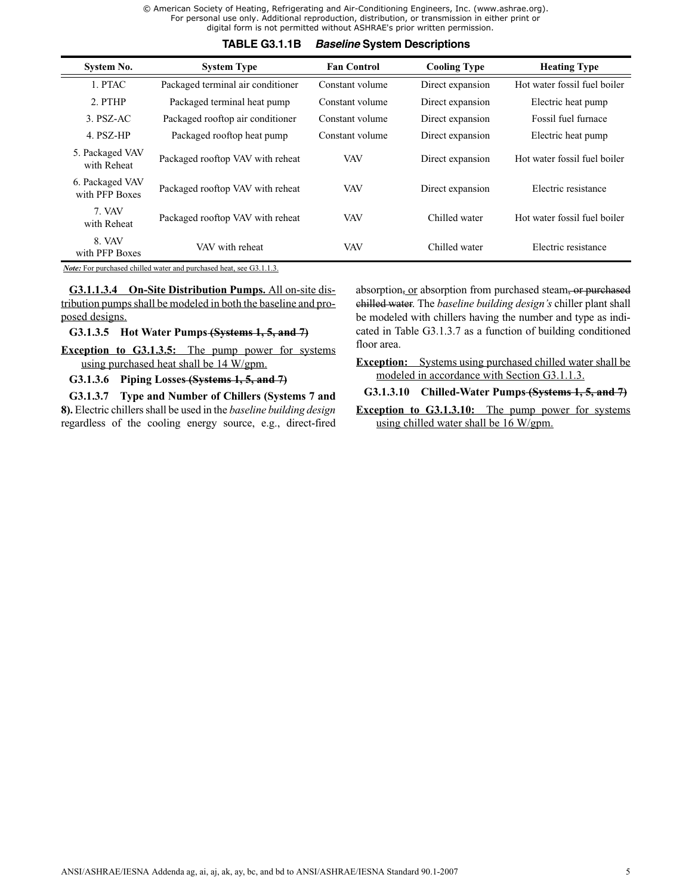**TABLE G3.1.1B *Baseline* System Descriptions**

| System No. | System Type | Fan Control | Cooling Type | Heating Type |
|---|---|---|---|---|
| 1. PTAC | Packaged terminal air conditioner | Constant volume | Direct expansion | Hot water fossil fuel boiler |
| 2. PTHP | Packaged terminal heat pump | Constant volume | Direct expansion | Electric heat pump |
| 3. PSZ-AC | Packaged rooftop air conditioner | Constant volume | Direct expansion | Fossil fuel furnace |
| 4. PSZ-HP | Packaged rooftop heat pump | Constant volume | Direct expansion | Electric heat pump |
| 5. Packaged VAV with Reheat | Packaged rooftop VAV with reheat | VAV | Direct expansion | Hot water fossil fuel boiler |
| 6. Packaged VAV with PFP Boxes | Packaged rooftop VAV with reheat | VAV | Direct expansion | Electric resistance |
| 7. VAV with Reheat | Packaged rooftop VAV with reheat | VAV | Chilled water | Hot water fossil fuel boiler |
| 8. VAV with PFP Boxes | VAV with reheat | VAV | Chilled water | Electric resistance |

*Note:* For purchased chilled water and purchased heat, see G3.1.1.3.

**G3.1.1.3.4 On-Site Distribution Pumps.** All on-site distribution pumps shall be modeled in both the baseline and proposed designs.

**G3.1.3.5 Hot Water Pumps ~~(Systems 1, 5, and 7)~~**

**Exception to G3.1.3.5:** The pump power for systems using purchased heat shall be 14 W/gpm.

**G3.1.3.6 Piping Losses ~~(Systems 1, 5, and 7)~~**

**G3.1.3.7 Type and Number of Chillers (Systems 7 and 8).** Electric chillers shall be used in the *baseline building design* regardless of the cooling energy source, e.g., direct-fired absorption~~,~~ or absorption from purchased steam~~, or purchased chilled water~~. The *baseline building design's* chiller plant shall be modeled with chillers having the number and type as indicated in Table G3.1.3.7 as a function of building conditioned floor area.

**Exception:** Systems using purchased chilled water shall be modeled in accordance with Section G3.1.1.3.

**G3.1.3.10 Chilled-Water Pumps ~~(Systems 1, 5, and 7)~~**

**Exception to G3.1.3.10:** The pump power for systems using chilled water shall be 16 W/gpm.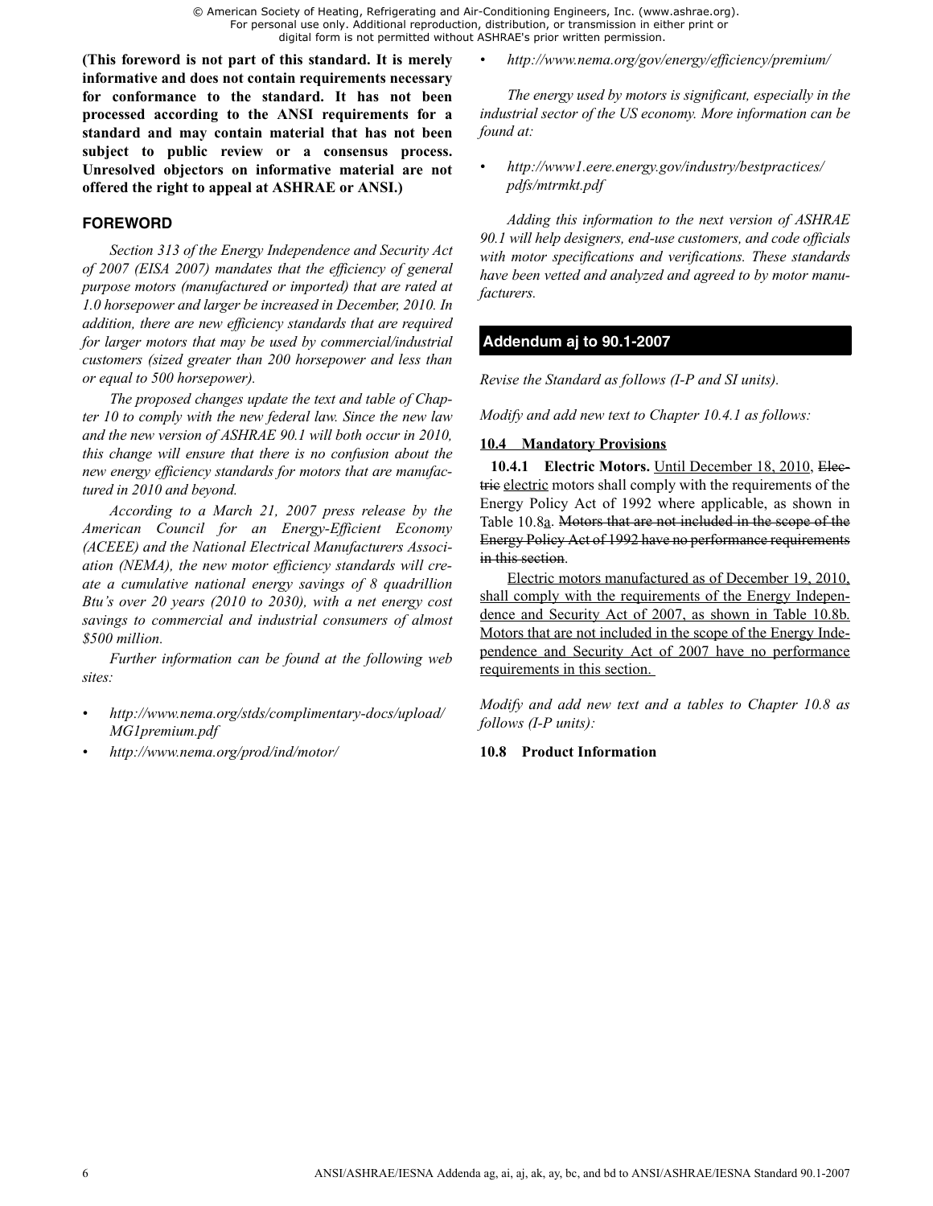**(This foreword is not part of this standard. It is merely informative and does not contain requirements necessary for conformance to the standard. It has not been processed according to the ANSI requirements for a standard and may contain material that has not been subject to public review or a consensus process. Unresolved objectors on informative material are not offered the right to appeal at ASHRAE or ANSI.)**

## FOREWORD

*Section 313 of the Energy Independence and Security Act of 2007 (EISA 2007) mandates that the efficiency of general purpose motors (manufactured or imported) that are rated at 1.0 horsepower and larger be increased in December, 2010. In addition, there are new efficiency standards that are required for larger motors that may be used by commercial/industrial customers (sized greater than 200 horsepower and less than or equal to 500 horsepower).*

*The proposed changes update the text and table of Chapter 10 to comply with the new federal law. Since the new law and the new version of ASHRAE 90.1 will both occur in 2010, this change will ensure that there is no confusion about the new energy efficiency standards for motors that are manufactured in 2010 and beyond.*

*According to a March 21, 2007 press release by the American Council for an Energy-Efficient Economy (ACEEE) and the National Electrical Manufacturers Association (NEMA), the new motor efficiency standards will create a cumulative national energy savings of 8 quadrillion Btu's over 20 years (2010 to 2030), with a net energy cost savings to commercial and industrial consumers of almost $500 million.*

*Further information can be found at the following web sites:*

- *http://www.nema.org/stds/complimentary-docs/upload/MG1premium.pdf*
- *http://www.nema.org/prod/ind/motor/*
- *http://www.nema.org/gov/energy/efficiency/premium/*

*The energy used by motors is significant, especially in the industrial sector of the US economy. More information can be found at:*

- *http://www1.eere.energy.gov/industry/bestpractices/pdfs/mtrmkt.pdf*

*Adding this information to the next version of ASHRAE 90.1 will help designers, end-use customers, and code officials with motor specifications and verifications. These standards have been vetted and analyzed and agreed to by motor manufacturers.*

## Addendum aj to 90.1-2007

*Revise the Standard as follows (I-P and SI units).*

*Modify and add new text to Chapter 10.4.1 as follows:*

**10.4 Mandatory Provisions**

**10.4.1 Electric Motors.** Until December 18, 2010, ~~Electric~~ electric motors shall comply with the requirements of the Energy Policy Act of 1992 where applicable, as shown in Table 10.8a. ~~Motors that are not included in the scope of the Energy Policy Act of 1992 have no performance requirements in this section~~.

Electric motors manufactured as of December 19, 2010, shall comply with the requirements of the Energy Independence and Security Act of 2007, as shown in Table 10.8b. Motors that are not included in the scope of the Energy Independence and Security Act of 2007 have no performance requirements in this section.

*Modify and add new text and a tables to Chapter 10.8 as follows (I-P units):*

**10.8 Product Information**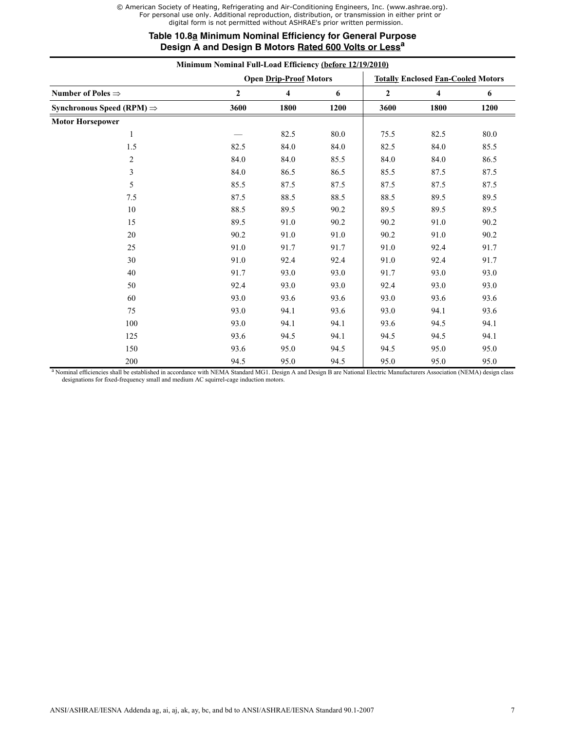© American Society of Heating, Refrigerating and Air-Conditioning Engineers, Inc. (www.ashrae.org). For personal use only. Additional reproduction, distribution, or transmission in either print or digital form is not permitted without ASHRAE's prior written permission.

## Table 10.8a Minimum Nominal Efficiency for General Purpose Design A and Design B Motors Rated 600 Volts or Less[a]

| Minimum Nominal Full-Load Efficiency (before 12/19/2010) | | | | | | |
|---|---|---|---|---|---|---|
| | **Open Drip-Proof Motors** | | | **Totally Enclosed Fan-Cooled Motors** | | |
| **Number of Poles ⇒** | **2** | **4** | **6** | **2** | **4** | **6** |
| **Synchronous Speed (RPM) ⇒** | **3600** | **1800** | **1200** | **3600** | **1800** | **1200** |
| **Motor Horsepower** | | | | | | |
| 1 | — | 82.5 | 80.0 | 75.5 | 82.5 | 80.0 |
| 1.5 | 82.5 | 84.0 | 84.0 | 82.5 | 84.0 | 85.5 |
| 2 | 84.0 | 84.0 | 85.5 | 84.0 | 84.0 | 86.5 |
| 3 | 84.0 | 86.5 | 86.5 | 85.5 | 87.5 | 87.5 |
| 5 | 85.5 | 87.5 | 87.5 | 87.5 | 87.5 | 87.5 |
| 7.5 | 87.5 | 88.5 | 88.5 | 88.5 | 89.5 | 89.5 |
| 10 | 88.5 | 89.5 | 90.2 | 89.5 | 89.5 | 89.5 |
| 15 | 89.5 | 91.0 | 90.2 | 90.2 | 91.0 | 90.2 |
| 20 | 90.2 | 91.0 | 91.0 | 90.2 | 91.0 | 90.2 |
| 25 | 91.0 | 91.7 | 91.7 | 91.0 | 92.4 | 91.7 |
| 30 | 91.0 | 92.4 | 92.4 | 91.0 | 92.4 | 91.7 |
| 40 | 91.7 | 93.0 | 93.0 | 91.7 | 93.0 | 93.0 |
| 50 | 92.4 | 93.0 | 93.0 | 92.4 | 93.0 | 93.0 |
| 60 | 93.0 | 93.6 | 93.6 | 93.0 | 93.6 | 93.6 |
| 75 | 93.0 | 94.1 | 93.6 | 93.0 | 94.1 | 93.6 |
| 100 | 93.0 | 94.1 | 94.1 | 93.6 | 94.5 | 94.1 |
| 125 | 93.6 | 94.5 | 94.1 | 94.5 | 94.5 | 94.1 |
| 150 | 93.6 | 95.0 | 94.5 | 94.5 | 95.0 | 95.0 |
| 200 | 94.5 | 95.0 | 94.5 | 95.0 | 95.0 | 95.0 |

[a] Nominal efficiencies shall be established in accordance with NEMA Standard MG1. Design A and Design B are National Electric Manufacturers Association (NEMA) design class designations for fixed-frequency small and medium AC squirrel-cage induction motors.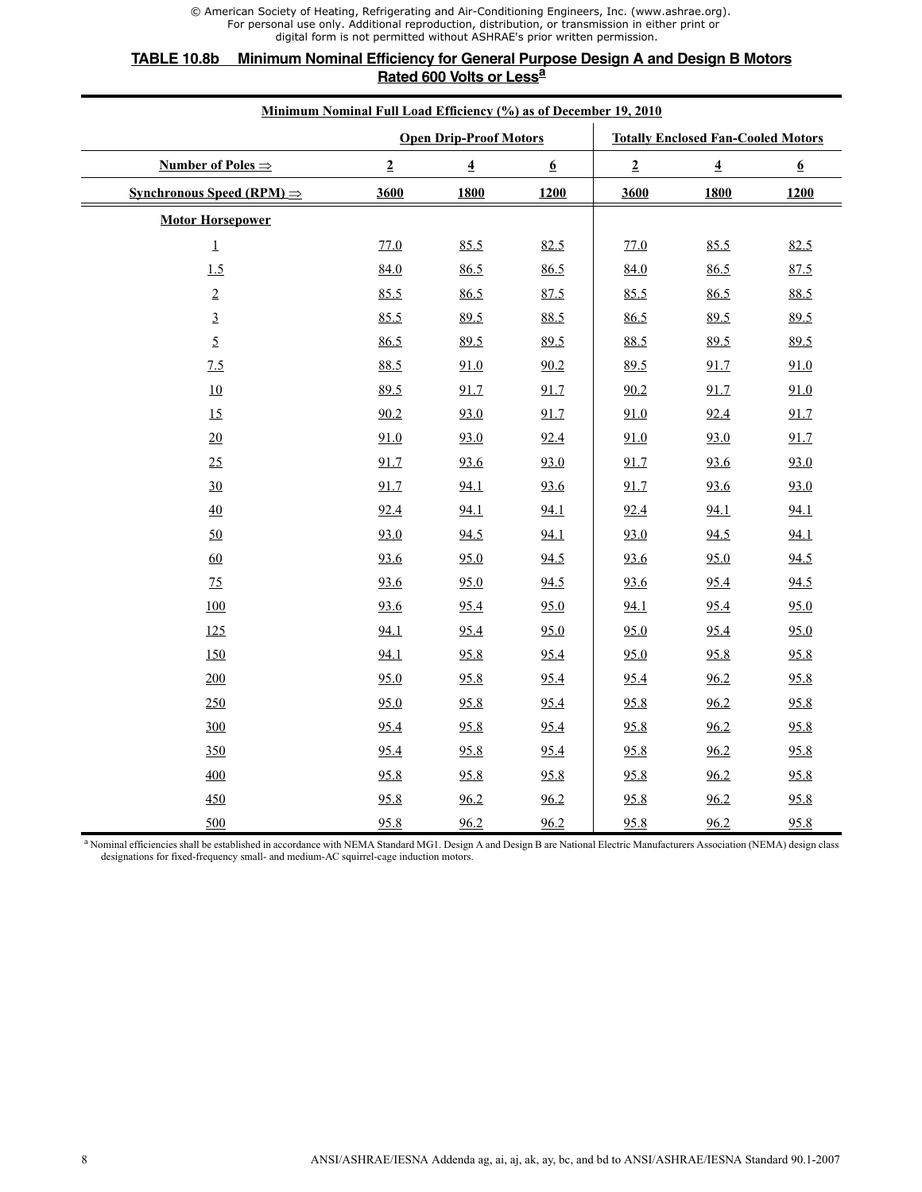© American Society of Heating, Refrigerating and Air-Conditioning Engineers, Inc. (www.ashrae.org). For personal use only. Additional reproduction, distribution, or transmission in either print or digital form is not permitted without ASHRAE's prior written permission.

## TABLE 10.8b Minimum Nominal Efficiency for General Purpose Design A and Design B Motors Rated 600 Volts or Less[a]

| Minimum Nominal Full Load Efficiency (%) as of December 19, 2010 | | | | | | |
|---|---|---|---|---|---|---|
| | Open Drip-Proof Motors | | | Totally Enclosed Fan-Cooled Motors | | |
| Number of Poles ⇒ | 2 | 4 | 6 | 2 | 4 | 6 |
| Synchronous Speed (RPM) ⇒ | 3600 | 1800 | 1200 | 3600 | 1800 | 1200 |
| Motor Horsepower | | | | | | |
| 1 | 77.0 | 85.5 | 82.5 | 77.0 | 85.5 | 82.5 |
| 1.5 | 84.0 | 86.5 | 86.5 | 84.0 | 86.5 | 87.5 |
| 2 | 85.5 | 86.5 | 87.5 | 85.5 | 86.5 | 88.5 |
| 3 | 85.5 | 89.5 | 88.5 | 86.5 | 89.5 | 89.5 |
| 5 | 86.5 | 89.5 | 89.5 | 88.5 | 89.5 | 89.5 |
| 7.5 | 88.5 | 91.0 | 90.2 | 89.5 | 91.7 | 91.0 |
| 10 | 89.5 | 91.7 | 91.7 | 90.2 | 91.7 | 91.0 |
| 15 | 90.2 | 93.0 | 91.7 | 91.0 | 92.4 | 91.7 |
| 20 | 91.0 | 93.0 | 92.4 | 91.0 | 93.0 | 91.7 |
| 25 | 91.7 | 93.6 | 93.0 | 91.7 | 93.6 | 93.0 |
| 30 | 91.7 | 94.1 | 93.6 | 91.7 | 93.6 | 93.0 |
| 40 | 92.4 | 94.1 | 94.1 | 92.4 | 94.1 | 94.1 |
| 50 | 93.0 | 94.5 | 94.1 | 93.0 | 94.5 | 94.1 |
| 60 | 93.6 | 95.0 | 94.5 | 93.6 | 95.0 | 94.5 |
| 75 | 93.6 | 95.0 | 94.5 | 93.6 | 95.4 | 94.5 |
| 100 | 93.6 | 95.4 | 95.0 | 94.1 | 95.4 | 95.0 |
| 125 | 94.1 | 95.4 | 95.0 | 95.0 | 95.4 | 95.0 |
| 150 | 94.1 | 95.8 | 95.4 | 95.0 | 95.8 | 95.8 |
| 200 | 95.0 | 95.8 | 95.4 | 95.4 | 96.2 | 95.8 |
| 250 | 95.0 | 95.8 | 95.4 | 95.8 | 96.2 | 95.8 |
| 300 | 95.4 | 95.8 | 95.4 | 95.8 | 96.2 | 95.8 |
| 350 | 95.4 | 95.8 | 95.4 | 95.8 | 96.2 | 95.8 |
| 400 | 95.8 | 95.8 | 95.8 | 95.8 | 96.2 | 95.8 |
| 450 | 95.8 | 96.2 | 96.2 | 95.8 | 96.2 | 95.8 |
| 500 | 95.8 | 96.2 | 96.2 | 95.8 | 96.2 | 95.8 |

[a] Nominal efficiencies shall be established in accordance with NEMA Standard MG1. Design A and Design B are National Electric Manufacturers Association (NEMA) design class designations for fixed-frequency small- and medium-AC squirrel-cage induction motors.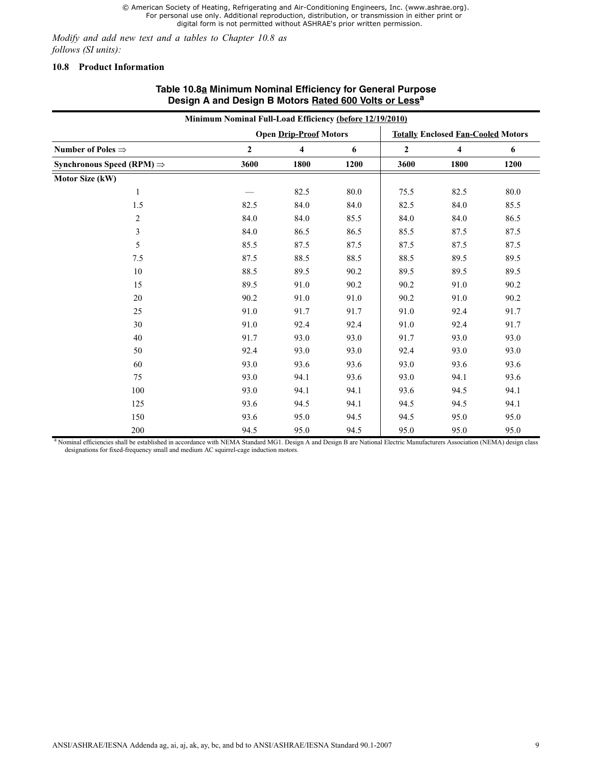*Modify and add new text and a tables to Chapter 10.8 as follows (SI units):*

## 10.8 Product Information

**Table 10.8a Minimum Nominal Efficiency for General Purpose Design A and Design B Motors Rated 600 Volts or Less[a]**

| Minimum Nominal Full-Load Efficiency (before 12/19/2010) | | | | | | |
|---|---|---|---|---|---|---|
| | Open Drip-Proof Motors | | | Totally Enclosed Fan-Cooled Motors | | |
| **Number of Poles ⇒** | **2** | **4** | **6** | **2** | **4** | **6** |
| **Synchronous Speed (RPM) ⇒** | **3600** | **1800** | **1200** | **3600** | **1800** | **1200** |
| **Motor Size (kW)** | | | | | | |
| 1 | — | 82.5 | 80.0 | 75.5 | 82.5 | 80.0 |
| 1.5 | 82.5 | 84.0 | 84.0 | 82.5 | 84.0 | 85.5 |
| 2 | 84.0 | 84.0 | 85.5 | 84.0 | 84.0 | 86.5 |
| 3 | 84.0 | 86.5 | 86.5 | 85.5 | 87.5 | 87.5 |
| 5 | 85.5 | 87.5 | 87.5 | 87.5 | 87.5 | 87.5 |
| 7.5 | 87.5 | 88.5 | 88.5 | 88.5 | 89.5 | 89.5 |
| 10 | 88.5 | 89.5 | 90.2 | 89.5 | 89.5 | 89.5 |
| 15 | 89.5 | 91.0 | 90.2 | 90.2 | 91.0 | 90.2 |
| 20 | 90.2 | 91.0 | 91.0 | 90.2 | 91.0 | 90.2 |
| 25 | 91.0 | 91.7 | 91.7 | 91.0 | 92.4 | 91.7 |
| 30 | 91.0 | 92.4 | 92.4 | 91.0 | 92.4 | 91.7 |
| 40 | 91.7 | 93.0 | 93.0 | 91.7 | 93.0 | 93.0 |
| 50 | 92.4 | 93.0 | 93.0 | 92.4 | 93.0 | 93.0 |
| 60 | 93.0 | 93.6 | 93.6 | 93.0 | 93.6 | 93.6 |
| 75 | 93.0 | 94.1 | 93.6 | 93.0 | 94.1 | 93.6 |
| 100 | 93.0 | 94.1 | 94.1 | 93.6 | 94.5 | 94.1 |
| 125 | 93.6 | 94.5 | 94.1 | 94.5 | 94.5 | 94.1 |
| 150 | 93.6 | 95.0 | 94.5 | 94.5 | 95.0 | 95.0 |
| 200 | 94.5 | 95.0 | 94.5 | 95.0 | 95.0 | 95.0 |

[a] Nominal efficiencies shall be established in accordance with NEMA Standard MG1. Design A and Design B are National Electric Manufacturers Association (NEMA) design class designations for fixed-frequency small and medium AC squirrel-cage induction motors.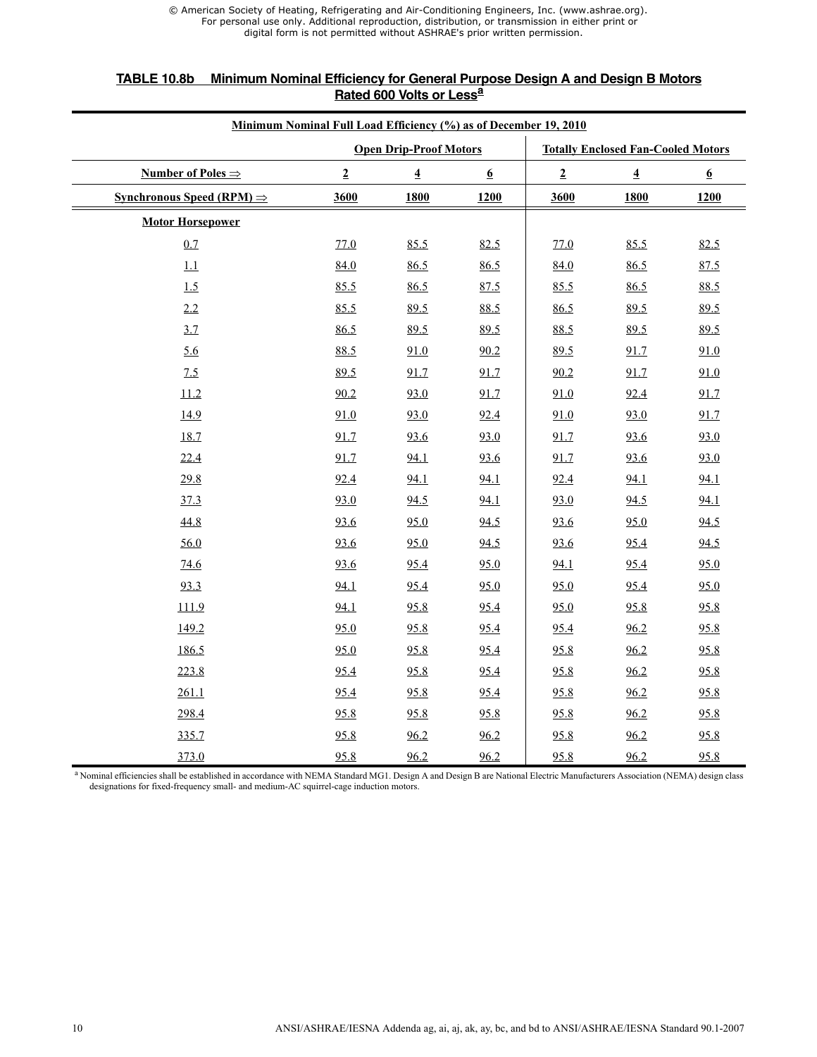**TABLE 10.8b Minimum Nominal Efficiency for General Purpose Design A and Design B Motors Rated 600 Volts or Less[a]**

| Minimum Nominal Full Load Efficiency (%) as of December 19, 2010 | | | | | | |
|---|---|---|---|---|---|---|
| | Open Drip-Proof Motors | | | Totally Enclosed Fan-Cooled Motors | | |
| Number of Poles ⇒ | 2 | 4 | 6 | 2 | 4 | 6 |
| Synchronous Speed (RPM) ⇒ | 3600 | 1800 | 1200 | 3600 | 1800 | 1200 |
| **Motor Horsepower** | | | | | | |
| 0.7 | 77.0 | 85.5 | 82.5 | 77.0 | 85.5 | 82.5 |
| 1.1 | 84.0 | 86.5 | 86.5 | 84.0 | 86.5 | 87.5 |
| 1.5 | 85.5 | 86.5 | 87.5 | 85.5 | 86.5 | 88.5 |
| 2.2 | 85.5 | 89.5 | 88.5 | 86.5 | 89.5 | 89.5 |
| 3.7 | 86.5 | 89.5 | 89.5 | 88.5 | 89.5 | 89.5 |
| 5.6 | 88.5 | 91.0 | 90.2 | 89.5 | 91.7 | 91.0 |
| 7.5 | 89.5 | 91.7 | 91.7 | 90.2 | 91.7 | 91.0 |
| 11.2 | 90.2 | 93.0 | 91.7 | 91.0 | 92.4 | 91.7 |
| 14.9 | 91.0 | 93.0 | 92.4 | 91.0 | 93.0 | 91.7 |
| 18.7 | 91.7 | 93.6 | 93.0 | 91.7 | 93.6 | 93.0 |
| 22.4 | 91.7 | 94.1 | 93.6 | 91.7 | 93.6 | 93.0 |
| 29.8 | 92.4 | 94.1 | 94.1 | 92.4 | 94.1 | 94.1 |
| 37.3 | 93.0 | 94.5 | 94.1 | 93.0 | 94.5 | 94.1 |
| 44.8 | 93.6 | 95.0 | 94.5 | 93.6 | 95.0 | 94.5 |
| 56.0 | 93.6 | 95.0 | 94.5 | 93.6 | 95.4 | 94.5 |
| 74.6 | 93.6 | 95.4 | 95.0 | 94.1 | 95.4 | 95.0 |
| 93.3 | 94.1 | 95.4 | 95.0 | 95.0 | 95.4 | 95.0 |
| 111.9 | 94.1 | 95.8 | 95.4 | 95.0 | 95.8 | 95.8 |
| 149.2 | 95.0 | 95.8 | 95.4 | 95.4 | 96.2 | 95.8 |
| 186.5 | 95.0 | 95.8 | 95.4 | 95.8 | 96.2 | 95.8 |
| 223.8 | 95.4 | 95.8 | 95.4 | 95.8 | 96.2 | 95.8 |
| 261.1 | 95.4 | 95.8 | 95.4 | 95.8 | 96.2 | 95.8 |
| 298.4 | 95.8 | 95.8 | 95.8 | 95.8 | 96.2 | 95.8 |
| 335.7 | 95.8 | 96.2 | 96.2 | 95.8 | 96.2 | 95.8 |
| 373.0 | 95.8 | 96.2 | 96.2 | 95.8 | 96.2 | 95.8 |

[a] Nominal efficiencies shall be established in accordance with NEMA Standard MG1. Design A and Design B are National Electric Manufacturers Association (NEMA) design class designations for fixed-frequency small- and medium-AC squirrel-cage induction motors.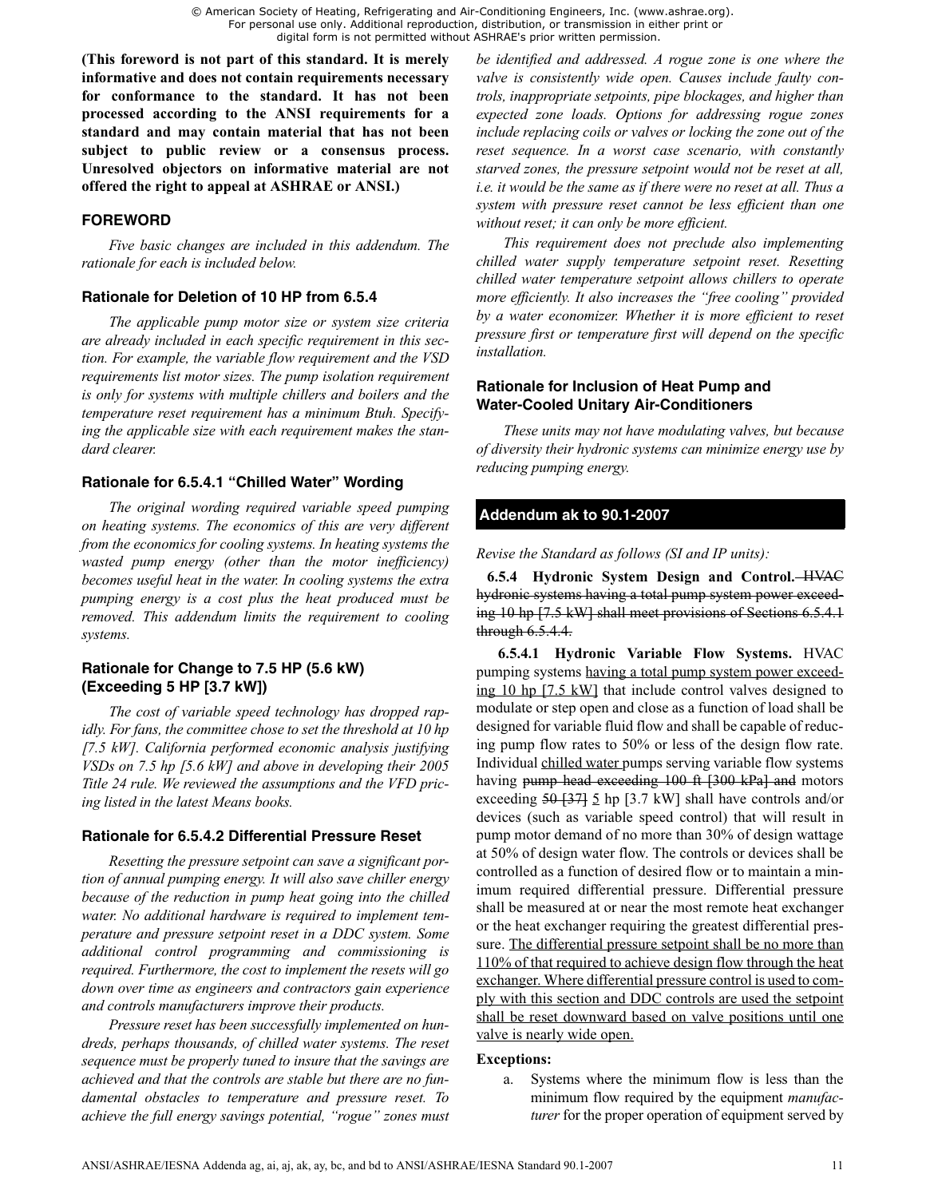**(This foreword is not part of this standard. It is merely informative and does not contain requirements necessary for conformance to the standard. It has not been processed according to the ANSI requirements for a standard and may contain material that has not been subject to public review or a consensus process. Unresolved objectors on informative material are not offered the right to appeal at ASHRAE or ANSI.)**

## FOREWORD

*Five basic changes are included in this addendum. The rationale for each is included below.*

### Rationale for Deletion of 10 HP from 6.5.4

*The applicable pump motor size or system size criteria are already included in each specific requirement in this section. For example, the variable flow requirement and the VSD requirements list motor sizes. The pump isolation requirement is only for systems with multiple chillers and boilers and the temperature reset requirement has a minimum Btuh. Specifying the applicable size with each requirement makes the standard clearer.*

### Rationale for 6.5.4.1 "Chilled Water" Wording

*The original wording required variable speed pumping on heating systems. The economics of this are very different from the economics for cooling systems. In heating systems the wasted pump energy (other than the motor inefficiency) becomes useful heat in the water. In cooling systems the extra pumping energy is a cost plus the heat produced must be removed. This addendum limits the requirement to cooling systems.*

### Rationale for Change to 7.5 HP (5.6 kW) (Exceeding 5 HP [3.7 kW])

*The cost of variable speed technology has dropped rapidly. For fans, the committee chose to set the threshold at 10 hp [7.5 kW]. California performed economic analysis justifying VSDs on 7.5 hp [5.6 kW] and above in developing their 2005 Title 24 rule. We reviewed the assumptions and the VFD pricing listed in the latest Means books.*

### Rationale for 6.5.4.2 Differential Pressure Reset

*Resetting the pressure setpoint can save a significant portion of annual pumping energy. It will also save chiller energy because of the reduction in pump heat going into the chilled water. No additional hardware is required to implement temperature and pressure setpoint reset in a DDC system. Some additional control programming and commissioning is required. Furthermore, the cost to implement the resets will go down over time as engineers and contractors gain experience and controls manufacturers improve their products.*

*Pressure reset has been successfully implemented on hundreds, perhaps thousands, of chilled water systems. The reset sequence must be properly tuned to insure that the savings are achieved and that the controls are stable but there are no fundamental obstacles to temperature and pressure reset. To achieve the full energy savings potential, "rogue" zones must be identified and addressed. A rogue zone is one where the valve is consistently wide open. Causes include faulty controls, inappropriate setpoints, pipe blockages, and higher than expected zone loads. Options for addressing rogue zones include replacing coils or valves or locking the zone out of the reset sequence. In a worst case scenario, with constantly starved zones, the pressure setpoint would not be reset at all, i.e. it would be the same as if there were no reset at all. Thus a system with pressure reset cannot be less efficient than one without reset; it can only be more efficient.*

*This requirement does not preclude also implementing chilled water supply temperature setpoint reset. Resetting chilled water temperature setpoint allows chillers to operate more efficiently. It also increases the "free cooling" provided by a water economizer. Whether it is more efficient to reset pressure first or temperature first will depend on the specific installation.*

### Rationale for Inclusion of Heat Pump and Water-Cooled Unitary Air-Conditioners

*These units may not have modulating valves, but because of diversity their hydronic systems can minimize energy use by reducing pumping energy.*

## Addendum ak to 90.1-2007

*Revise the Standard as follows (SI and IP units):*

**6.5.4 Hydronic System Design and Control.** ~~HVAC hydronic systems having a total pump system power exceeding 10 hp [7.5 kW] shall meet provisions of Sections 6.5.4.1 through 6.5.4.4.~~

**6.5.4.1 Hydronic Variable Flow Systems.** HVAC pumping systems having a total pump system power exceeding 10 hp [7.5 kW] that include control valves designed to modulate or step open and close as a function of load shall be designed for variable fluid flow and shall be capable of reducing pump flow rates to 50% or less of the design flow rate. Individual chilled water pumps serving variable flow systems having ~~pump head exceeding 100 ft [300 kPa] and~~ motors exceeding ~~50 [37]~~ 5 hp [3.7 kW] shall have controls and/or devices (such as variable speed control) that will result in pump motor demand of no more than 30% of design wattage at 50% of design water flow. The controls or devices shall be controlled as a function of desired flow or to maintain a minimum required differential pressure. Differential pressure shall be measured at or near the most remote heat exchanger or the heat exchanger requiring the greatest differential pressure. The differential pressure setpoint shall be no more than 110% of that required to achieve design flow through the heat exchanger. Where differential pressure control is used to comply with this section and DDC controls are used the setpoint shall be reset downward based on valve positions until one valve is nearly wide open.

**Exceptions:**

a. Systems where the minimum flow is less than the minimum flow required by the equipment *manufacturer* for the proper operation of equipment served by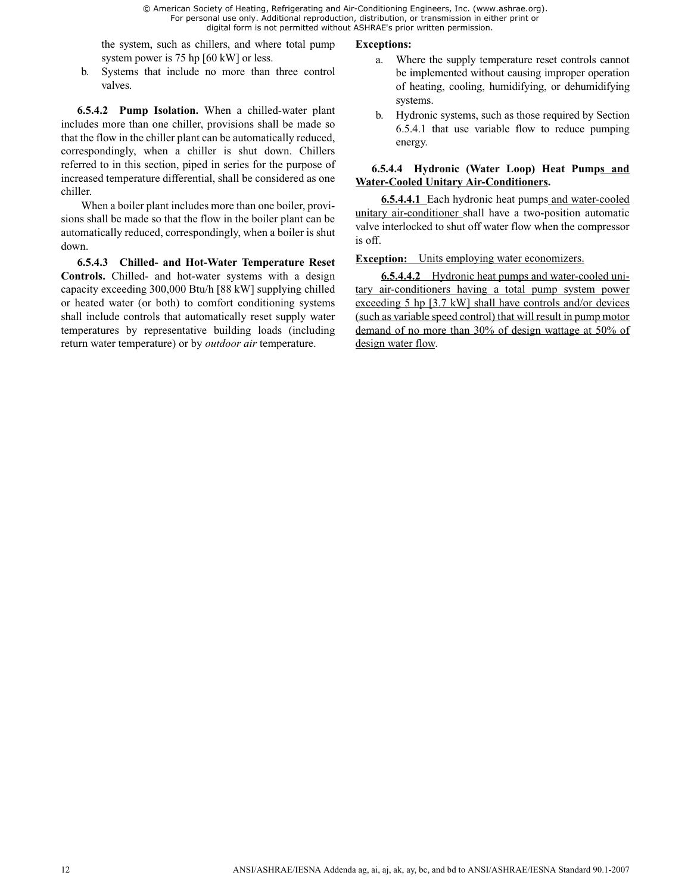the system, such as chillers, and where total pump system power is 75 hp [60 kW] or less.

b. Systems that include no more than three control valves.

**6.5.4.2 Pump Isolation.** When a chilled-water plant includes more than one chiller, provisions shall be made so that the flow in the chiller plant can be automatically reduced, correspondingly, when a chiller is shut down. Chillers referred to in this section, piped in series for the purpose of increased temperature differential, shall be considered as one chiller.

When a boiler plant includes more than one boiler, provisions shall be made so that the flow in the boiler plant can be automatically reduced, correspondingly, when a boiler is shut down.

**6.5.4.3 Chilled- and Hot-Water Temperature Reset Controls.** Chilled- and hot-water systems with a design capacity exceeding 300,000 Btu/h [88 kW] supplying chilled or heated water (or both) to comfort conditioning systems shall include controls that automatically reset supply water temperatures by representative building loads (including return water temperature) or by *outdoor air* temperature.

**Exceptions:**

a. Where the supply temperature reset controls cannot be implemented without causing improper operation of heating, cooling, humidifying, or dehumidifying systems.

b. Hydronic systems, such as those required by Section 6.5.4.1 that use variable flow to reduce pumping energy.

**6.5.4.4 Hydronic (Water Loop) Heat Pumps and Water-Cooled Unitary Air-Conditioners.**

**6.5.4.4.1** Each hydronic heat pumps and water-cooled unitary air-conditioner shall have a two-position automatic valve interlocked to shut off water flow when the compressor is off.

**Exception:** Units employing water economizers.

**6.5.4.4.2** Hydronic heat pumps and water-cooled unitary air-conditioners having a total pump system power exceeding 5 hp [3.7 kW] shall have controls and/or devices (such as variable speed control) that will result in pump motor demand of no more than 30% of design wattage at 50% of design water flow.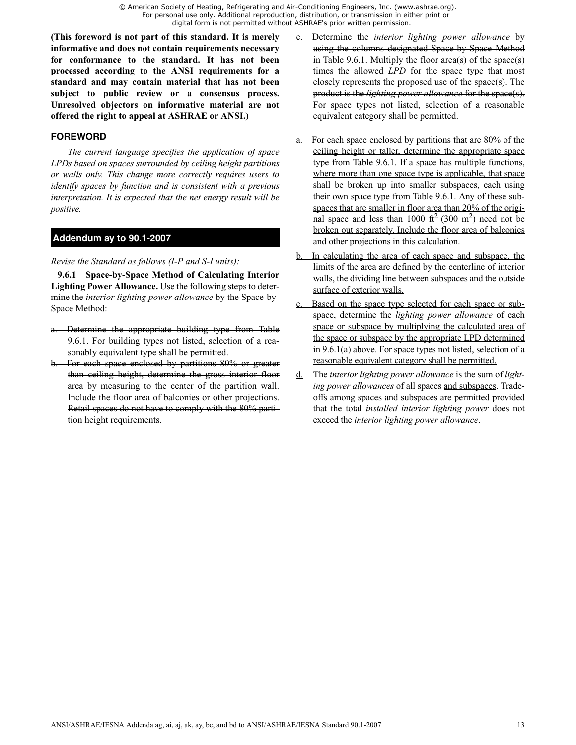**(This foreword is not part of this standard. It is merely informative and does not contain requirements necessary for conformance to the standard. It has not been processed according to the ANSI requirements for a standard and may contain material that has not been subject to public review or a consensus process. Unresolved objectors on informative material are not offered the right to appeal at ASHRAE or ANSI.)**

## FOREWORD

*The current language specifies the application of space LPDs based on spaces surrounded by ceiling height partitions or walls only. This change more correctly requires users to identify spaces by function and is consistent with a previous interpretation. It is expected that the net energy result will be positive.*

## Addendum ay to 90.1-2007

*Revise the Standard as follows (I-P and S-I units):*

**9.6.1 Space-by-Space Method of Calculating Interior Lighting Power Allowance.** Use the following steps to determine the *interior lighting power allowance* by the Space-by-Space Method:

~~a. Determine the appropriate building type from Table 9.6.1. For building types not listed, selection of a reasonably equivalent type shall be permitted.~~

~~b. For each space enclosed by partitions 80% or greater than ceiling height, determine the gross interior floor area by measuring to the center of the partition wall. Include the floor area of balconies or other projections. Retail spaces do not have to comply with the 80% partition height requirements.~~

~~c. Determine the *interior lighting power allowance* by using the columns designated Space-by-Space Method in Table 9.6.1. Multiply the floor area(s) of the space(s) times the allowed *LPD* for the space type that most closely represents the proposed use of the space(s). The product is the *lighting power allowance* for the space(s). For space types not listed, selection of a reasonable equivalent category shall be permitted.~~

<u>a. For each space enclosed by partitions that are 80% of the ceiling height or taller, determine the appropriate space type from Table 9.6.1. If a space has multiple functions, where more than one space type is applicable, that space shall be broken up into smaller subspaces, each using their own space type from Table 9.6.1. Any of these subspaces that are smaller in floor area than 20% of the original space and less than 1000 ft² (300 m²) need not be broken out separately. Include the floor area of balconies and other projections in this calculation.</u>

<u>b. In calculating the area of each space and subspace, the limits of the area are defined by the centerline of interior walls, the dividing line between subspaces and the outside surface of exterior walls.</u>

<u>c. Based on the space type selected for each space or subspace, determine the *lighting power allowance* of each space or subspace by multiplying the calculated area of the space or subspace by the appropriate LPD determined in 9.6.1(a) above. For space types not listed, selection of a reasonable equivalent category shall be permitted.</u>

<u>d.</u> The *interior lighting power allowance* is the sum of *lighting power allowances* of all spaces <u>and subspaces</u>. Trade-offs among spaces <u>and subspaces</u> are permitted provided that the total *installed interior lighting power* does not exceed the *interior lighting power allowance*.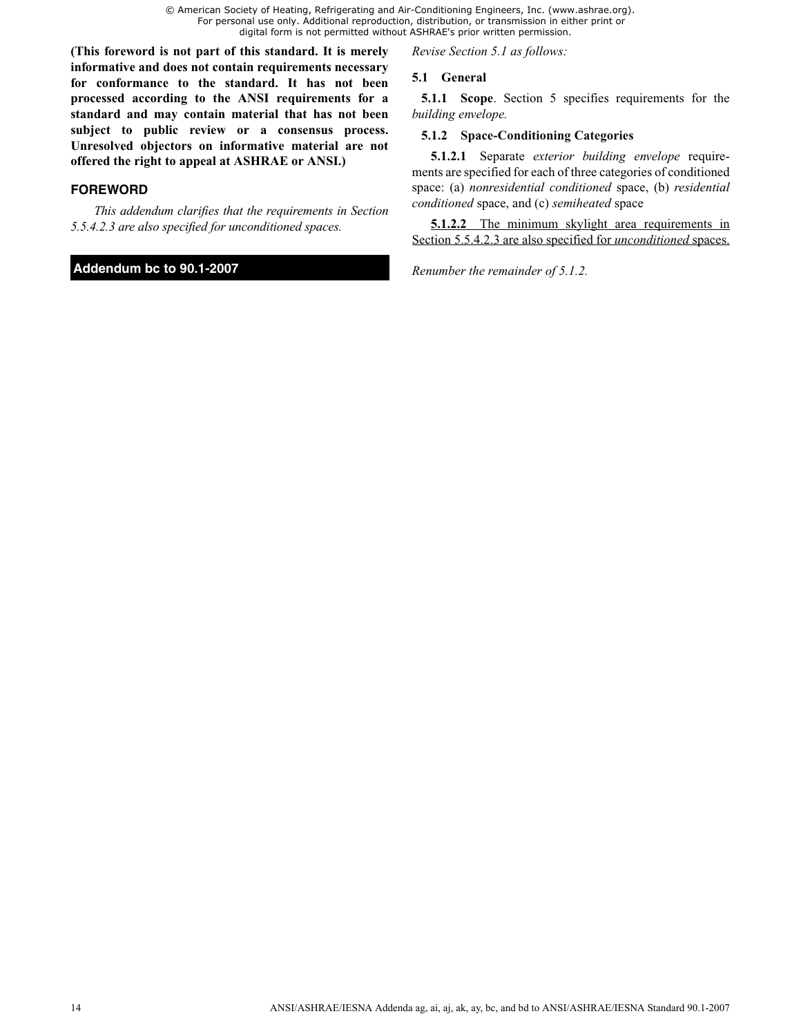**(This foreword is not part of this standard. It is merely informative and does not contain requirements necessary for conformance to the standard. It has not been processed according to the ANSI requirements for a standard and may contain material that has not been subject to public review or a consensus process. Unresolved objectors on informative material are not offered the right to appeal at ASHRAE or ANSI.)**

## FOREWORD

*This addendum clarifies that the requirements in Section 5.5.4.2.3 are also specified for unconditioned spaces.*

## Addendum bc to 90.1-2007

*Revise Section 5.1 as follows:*

### 5.1 General

**5.1.1 Scope**. Section 5 specifies requirements for the *building envelope.*

**5.1.2 Space-Conditioning Categories**

**5.1.2.1** Separate *exterior building envelope* requirements are specified for each of three categories of conditioned space: (a) *nonresidential conditioned* space, (b) *residential conditioned* space, and (c) *semiheated* space

**5.1.2.2** The minimum skylight area requirements in Section 5.5.4.2.3 are also specified for *unconditioned* spaces.

*Renumber the remainder of 5.1.2.*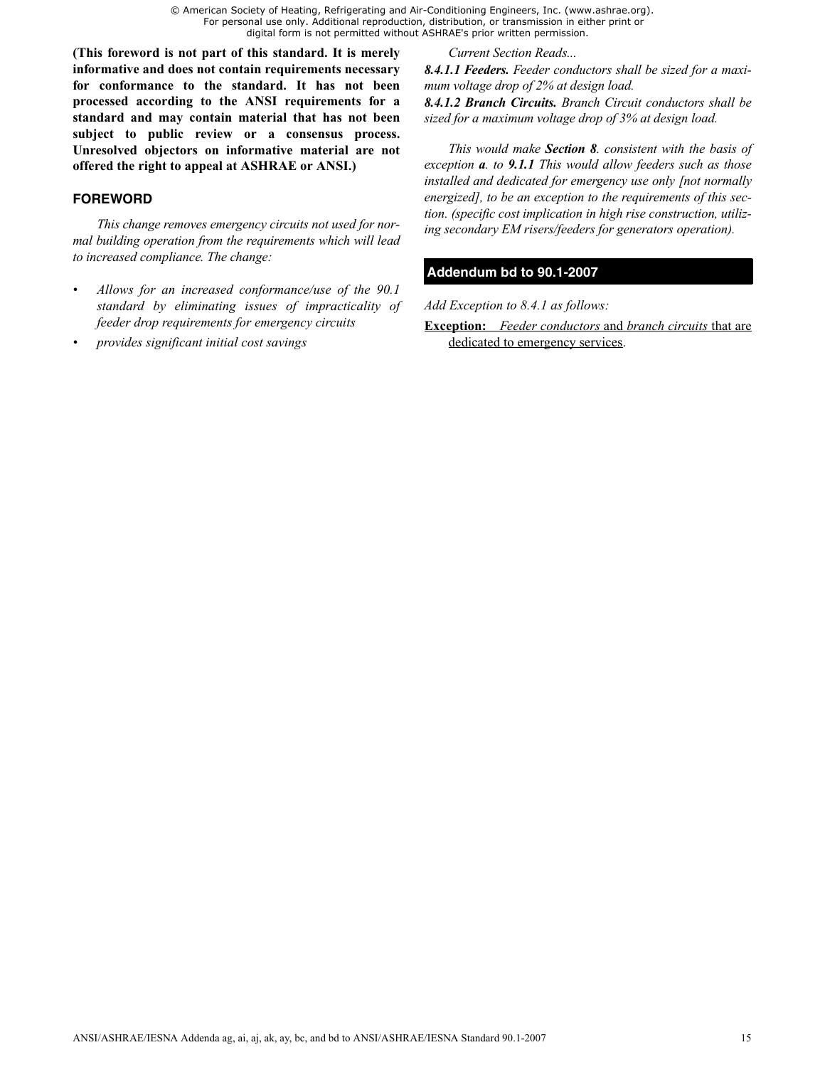**(This foreword is not part of this standard. It is merely informative and does not contain requirements necessary for conformance to the standard. It has not been processed according to the ANSI requirements for a standard and may contain material that has not been subject to public review or a consensus process. Unresolved objectors on informative material are not offered the right to appeal at ASHRAE or ANSI.)**

## FOREWORD

*This change removes emergency circuits not used for normal building operation from the requirements which will lead to increased compliance. The change:*

- *Allows for an increased conformance/use of the 90.1 standard by eliminating issues of impracticality of feeder drop requirements for emergency circuits*
- *provides significant initial cost savings*

*Current Section Reads...*

***8.4.1.1 Feeders.*** *Feeder conductors shall be sized for a maximum voltage drop of 2% at design load.*

***8.4.1.2 Branch Circuits.*** *Branch Circuit conductors shall be sized for a maximum voltage drop of 3% at design load.*

*This would make **Section 8**. consistent with the basis of exception **a**. to **9.1.1** This would allow feeders such as those installed and dedicated for emergency use only [not normally energized], to be an exception to the requirements of this section. (specific cost implication in high rise construction, utilizing secondary EM risers/feeders for generators operation).*

## Addendum bd to 90.1-2007

*Add Exception to 8.4.1 as follows:*

**Exception:** *Feeder conductors* and *branch circuits* that are dedicated to emergency services.